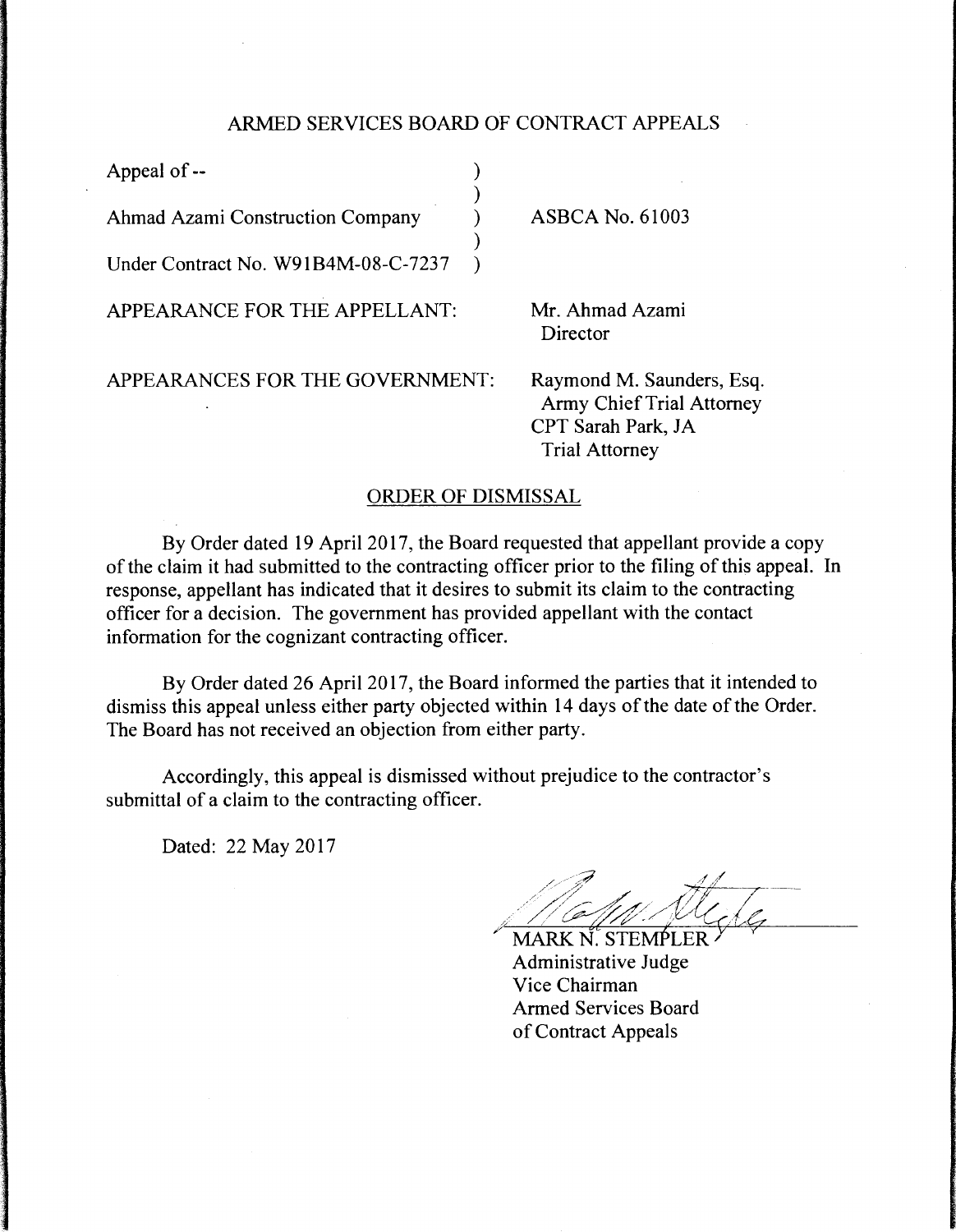# ARMED SERVICES BOARD OF CONTRACT APPEALS

| | |
|---|---|
| Appeal of -- | |
| Ahmad Azami Construction Company | ASBCA No. 61003 |
| Under Contract No. W91B4M-08-C-7237 | |

APPEARANCE FOR THE APPELLANT: Mr. Ahmad Azami
Director

APPEARANCES FOR THE GOVERNMENT: Raymond M. Saunders, Esq.
Army Chief Trial Attorney
CPT Sarah Park, JA
Trial Attorney

## ORDER OF DISMISSAL

By Order dated 19 April 2017, the Board requested that appellant provide a copy of the claim it had submitted to the contracting officer prior to the filing of this appeal. In response, appellant has indicated that it desires to submit its claim to the contracting officer for a decision. The government has provided appellant with the contact information for the cognizant contracting officer.

By Order dated 26 April 2017, the Board informed the parties that it intended to dismiss this appeal unless either party objected within 14 days of the date of the Order. The Board has not received an objection from either party.

Accordingly, this appeal is dismissed without prejudice to the contractor's submittal of a claim to the contracting officer.

Dated: 22 May 2017

MARK N. STEMPLER
Administrative Judge
Vice Chairman
Armed Services Board
of Contract Appeals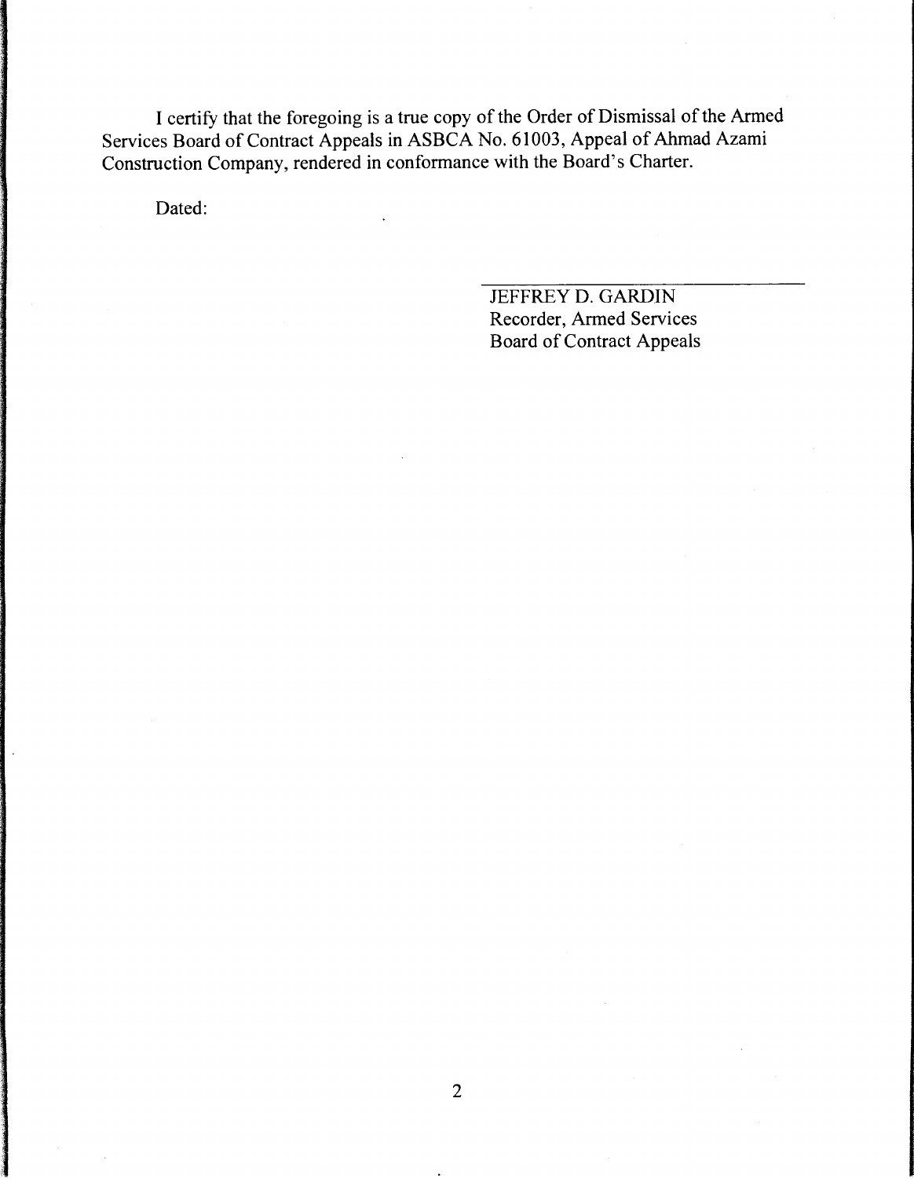I certify that the foregoing is a true copy of the Order of Dismissal of the Armed Services Board of Contract Appeals in ASBCA No. 61003, Appeal of Ahmad Azami Construction Company, rendered in conformance with the Board's Charter.

Dated:

JEFFREY D. GARDIN
Recorder, Armed Services
Board of Contract Appeals